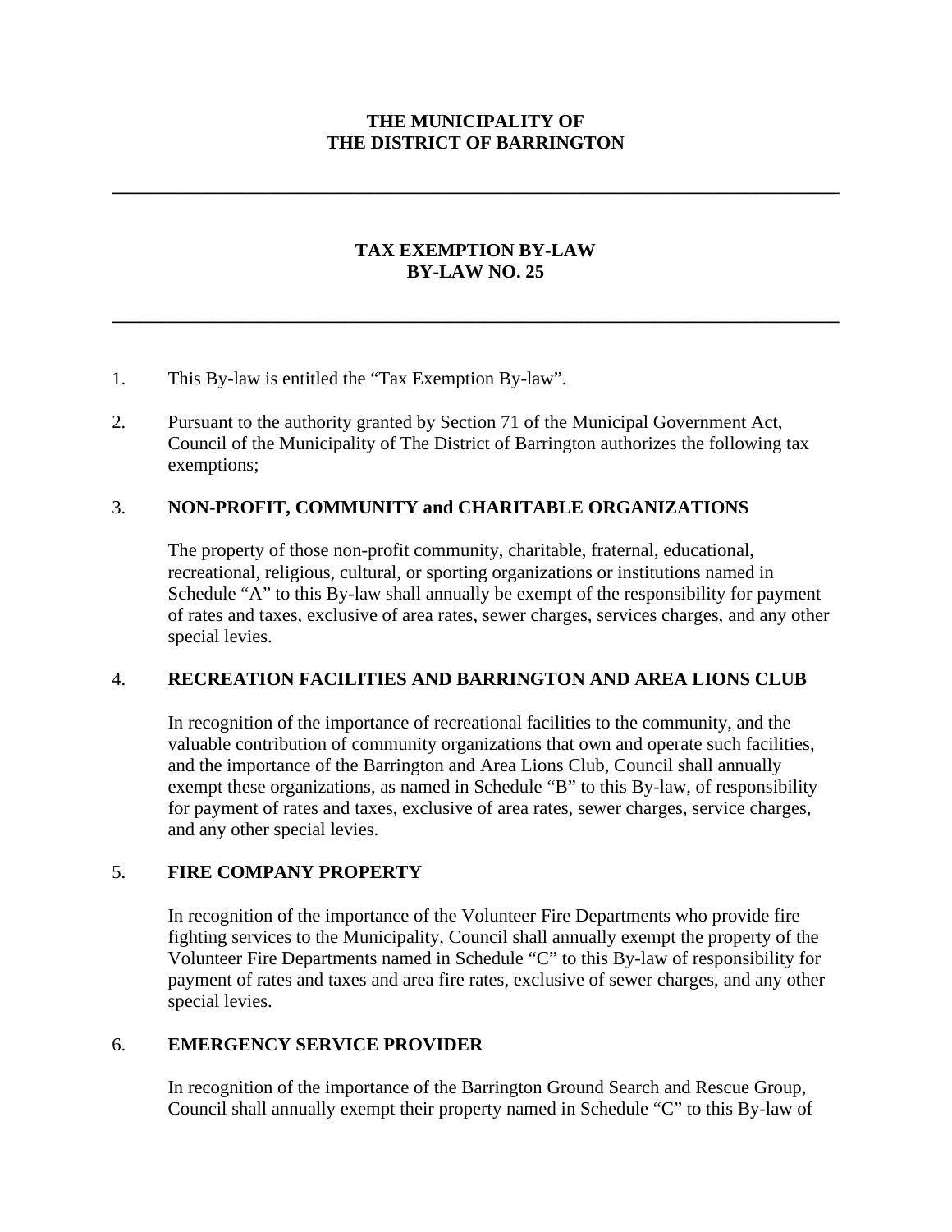**THE MUNICIPALITY OF**
**THE DISTRICT OF BARRINGTON**

---

# TAX EXEMPTION BY-LAW
# BY-LAW NO. 25

---

1. This By-law is entitled the "Tax Exemption By-law".

2. Pursuant to the authority granted by Section 71 of the Municipal Government Act, Council of the Municipality of The District of Barrington authorizes the following tax exemptions;

## 3. NON-PROFIT, COMMUNITY and CHARITABLE ORGANIZATIONS

The property of those non-profit community, charitable, fraternal, educational, recreational, religious, cultural, or sporting organizations or institutions named in Schedule "A" to this By-law shall annually be exempt of the responsibility for payment of rates and taxes, exclusive of area rates, sewer charges, services charges, and any other special levies.

## 4. RECREATION FACILITIES AND BARRINGTON AND AREA LIONS CLUB

In recognition of the importance of recreational facilities to the community, and the valuable contribution of community organizations that own and operate such facilities, and the importance of the Barrington and Area Lions Club, Council shall annually exempt these organizations, as named in Schedule "B" to this By-law, of responsibility for payment of rates and taxes, exclusive of area rates, sewer charges, service charges, and any other special levies.

## 5. FIRE COMPANY PROPERTY

In recognition of the importance of the Volunteer Fire Departments who provide fire fighting services to the Municipality, Council shall annually exempt the property of the Volunteer Fire Departments named in Schedule "C" to this By-law of responsibility for payment of rates and taxes and area fire rates, exclusive of sewer charges, and any other special levies.

## 6. EMERGENCY SERVICE PROVIDER

In recognition of the importance of the Barrington Ground Search and Rescue Group, Council shall annually exempt their property named in Schedule "C" to this By-law of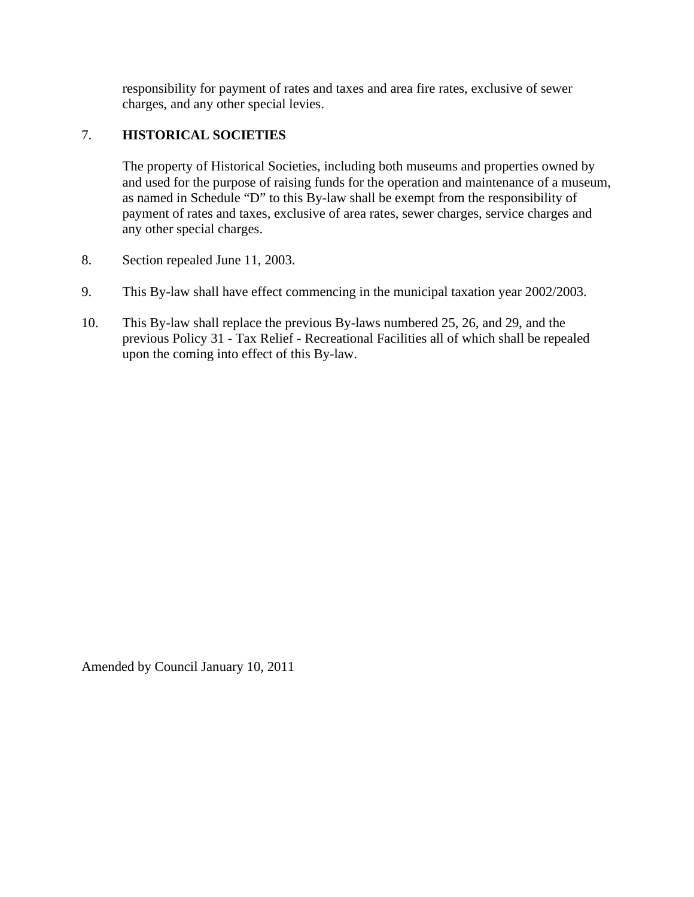responsibility for payment of rates and taxes and area fire rates, exclusive of sewer charges, and any other special levies.

7. **HISTORICAL SOCIETIES**

   The property of Historical Societies, including both museums and properties owned by and used for the purpose of raising funds for the operation and maintenance of a museum, as named in Schedule "D" to this By-law shall be exempt from the responsibility of payment of rates and taxes, exclusive of area rates, sewer charges, service charges and any other special charges.

8. Section repealed June 11, 2003.

9. This By-law shall have effect commencing in the municipal taxation year 2002/2003.

10. This By-law shall replace the previous By-laws numbered 25, 26, and 29, and the previous Policy 31 - Tax Relief - Recreational Facilities all of which shall be repealed upon the coming into effect of this By-law.

Amended by Council January 10, 2011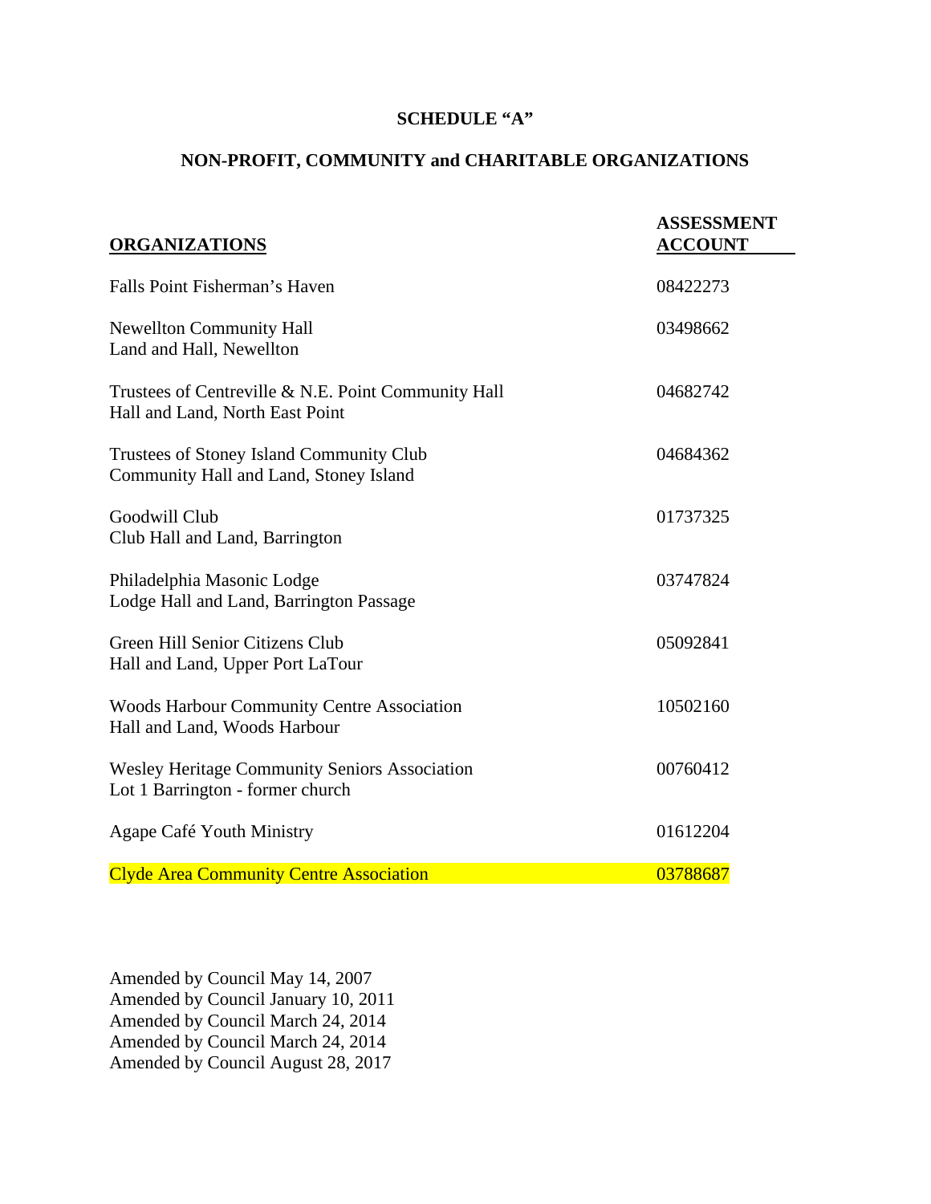# SCHEDULE "A"

## NON-PROFIT, COMMUNITY and CHARITABLE ORGANIZATIONS

| ORGANIZATIONS | ASSESSMENT ACCOUNT |
|---|---|
| Falls Point Fisherman's Haven | 08422273 |
| Newellton Community Hall<br>Land and Hall, Newellton | 03498662 |
| Trustees of Centreville & N.E. Point Community Hall<br>Hall and Land, North East Point | 04682742 |
| Trustees of Stoney Island Community Club<br>Community Hall and Land, Stoney Island | 04684362 |
| Goodwill Club<br>Club Hall and Land, Barrington | 01737325 |
| Philadelphia Masonic Lodge<br>Lodge Hall and Land, Barrington Passage | 03747824 |
| Green Hill Senior Citizens Club<br>Hall and Land, Upper Port LaTour | 05092841 |
| Woods Harbour Community Centre Association<br>Hall and Land, Woods Harbour | 10502160 |
| Wesley Heritage Community Seniors Association<br>Lot 1 Barrington - former church | 00760412 |
| Agape Café Youth Ministry | 01612204 |
| Clyde Area Community Centre Association | 03788687 |

Amended by Council May 14, 2007
Amended by Council January 10, 2011
Amended by Council March 24, 2014
Amended by Council March 24, 2014
Amended by Council August 28, 2017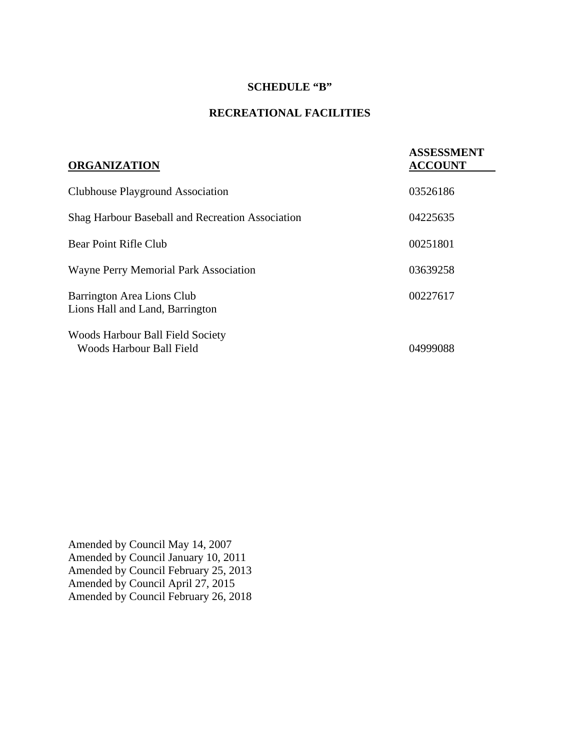# SCHEDULE "B"

## RECREATIONAL FACILITIES

| ORGANIZATION | ASSESSMENT ACCOUNT |
|---|---|
| Clubhouse Playground Association | 03526186 |
| Shag Harbour Baseball and Recreation Association | 04225635 |
| Bear Point Rifle Club | 00251801 |
| Wayne Perry Memorial Park Association | 03639258 |
| Barrington Area Lions Club<br>Lions Hall and Land, Barrington | 00227617 |
| Woods Harbour Ball Field Society<br>Woods Harbour Ball Field | 04999088 |

Amended by Council May 14, 2007
Amended by Council January 10, 2011
Amended by Council February 25, 2013
Amended by Council April 27, 2015
Amended by Council February 26, 2018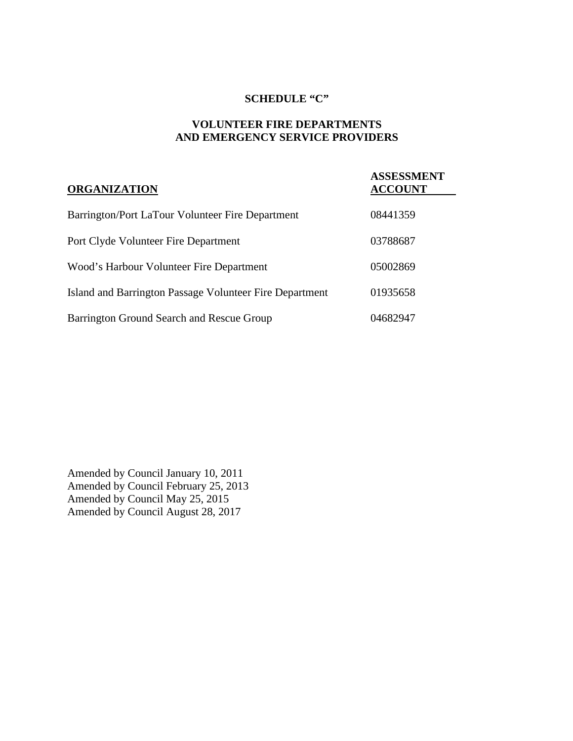**SCHEDULE "C"**

**VOLUNTEER FIRE DEPARTMENTS AND EMERGENCY SERVICE PROVIDERS**

| **ORGANIZATION** | **ASSESSMENT ACCOUNT** |
|---|---|
| Barrington/Port LaTour Volunteer Fire Department | 08441359 |
| Port Clyde Volunteer Fire Department | 03788687 |
| Wood's Harbour Volunteer Fire Department | 05002869 |
| Island and Barrington Passage Volunteer Fire Department | 01935658 |
| Barrington Ground Search and Rescue Group | 04682947 |

Amended by Council January 10, 2011
Amended by Council February 25, 2013
Amended by Council May 25, 2015
Amended by Council August 28, 2017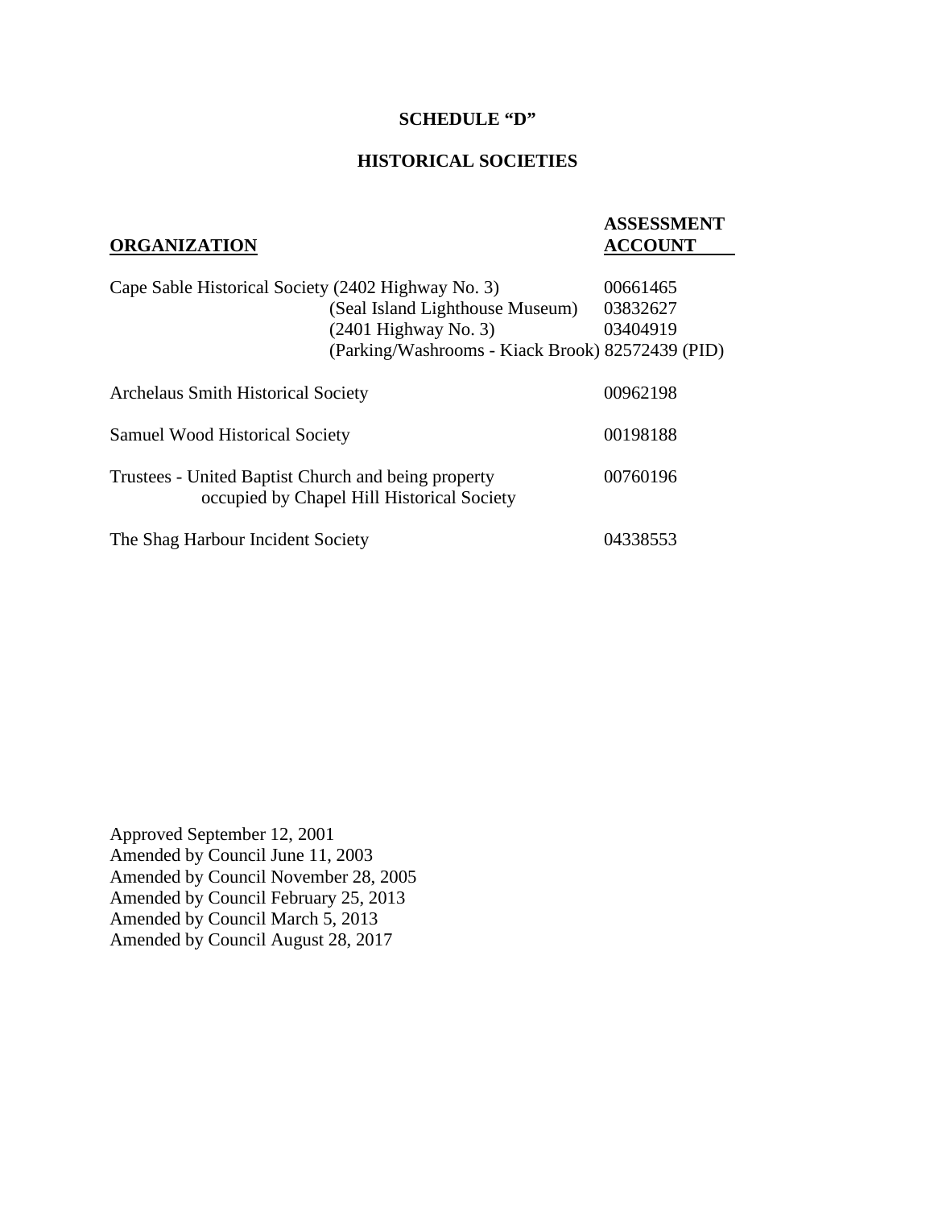# SCHEDULE "D"

## HISTORICAL SOCIETIES

| ORGANIZATION | ASSESSMENT ACCOUNT |
| --- | --- |
| Cape Sable Historical Society (2402 Highway No. 3) | 00661465 |
| (Seal Island Lighthouse Museum) | 03832627 |
| (2401 Highway No. 3) | 03404919 |
| (Parking/Washrooms - Kiack Brook) | 82572439 (PID) |
| Archelaus Smith Historical Society | 00962198 |
| Samuel Wood Historical Society | 00198188 |
| Trustees - United Baptist Church and being property occupied by Chapel Hill Historical Society | 00760196 |
| The Shag Harbour Incident Society | 04338553 |

Approved September 12, 2001
Amended by Council June 11, 2003
Amended by Council November 28, 2005
Amended by Council February 25, 2013
Amended by Council March 5, 2013
Amended by Council August 28, 2017